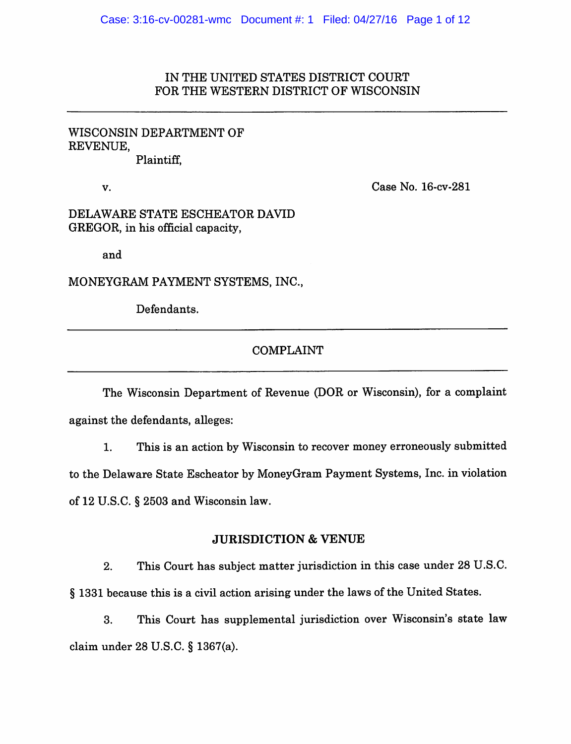IN THE UNITED STATES DISTRICT COURT
FOR THE WESTERN DISTRICT OF WISCONSIN

---

WISCONSIN DEPARTMENT OF REVENUE,

Plaintiff,

v. Case No. 16-cv-281

DELAWARE STATE ESCHEATOR DAVID GREGOR, in his official capacity,

and

MONEYGRAM PAYMENT SYSTEMS, INC.,

Defendants.

---

COMPLAINT

---

The Wisconsin Department of Revenue (DOR or Wisconsin), for a complaint against the defendants, alleges:

1. This is an action by Wisconsin to recover money erroneously submitted to the Delaware State Escheator by MoneyGram Payment Systems, Inc. in violation of 12 U.S.C. § 2503 and Wisconsin law.

## JURISDICTION & VENUE

2. This Court has subject matter jurisdiction in this case under 28 U.S.C. § 1331 because this is a civil action arising under the laws of the United States.

3. This Court has supplemental jurisdiction over Wisconsin's state law claim under 28 U.S.C. § 1367(a).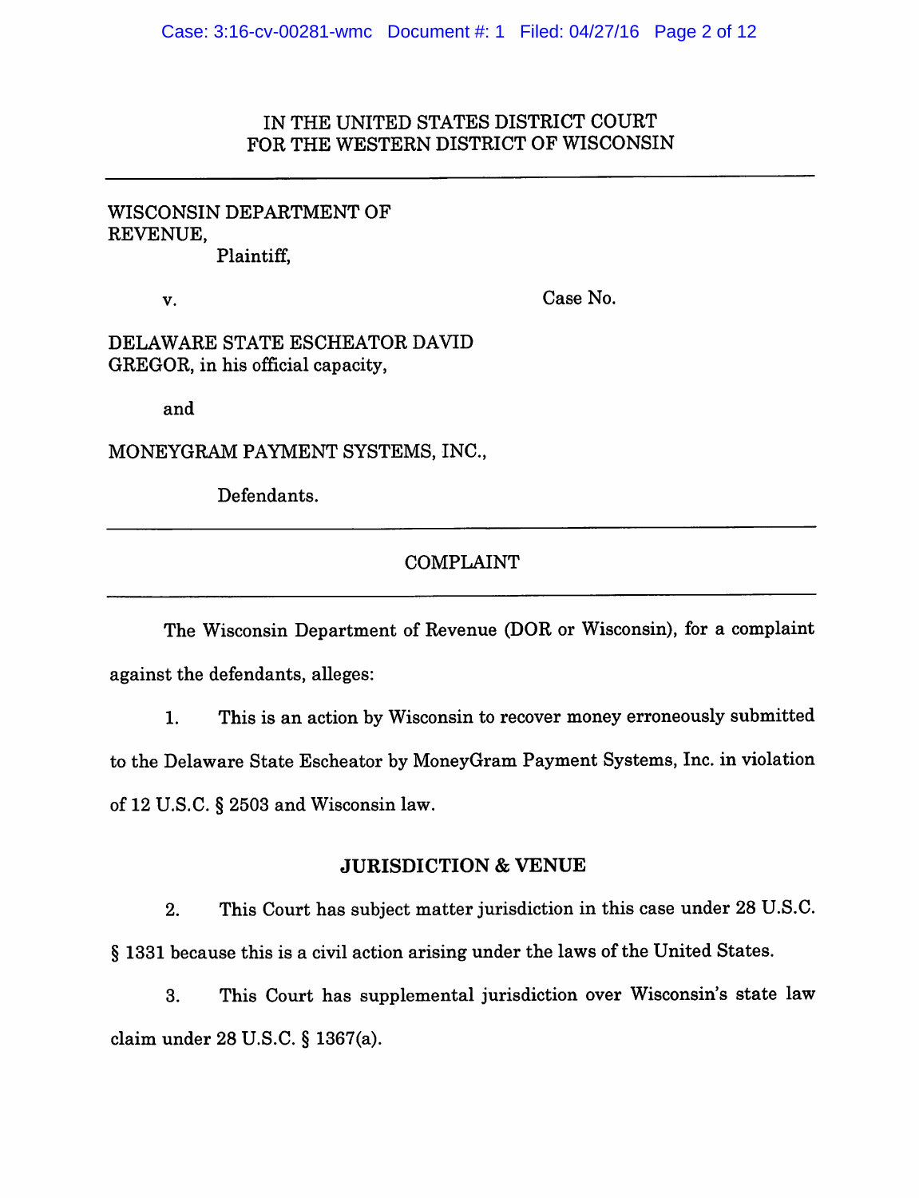IN THE UNITED STATES DISTRICT COURT
FOR THE WESTERN DISTRICT OF WISCONSIN

---

WISCONSIN DEPARTMENT OF REVENUE,

Plaintiff,

v. Case No.

DELAWARE STATE ESCHEATOR DAVID GREGOR, in his official capacity,

and

MONEYGRAM PAYMENT SYSTEMS, INC.,

Defendants.

---

## COMPLAINT

---

The Wisconsin Department of Revenue (DOR or Wisconsin), for a complaint against the defendants, alleges:

1. This is an action by Wisconsin to recover money erroneously submitted to the Delaware State Escheator by MoneyGram Payment Systems, Inc. in violation of 12 U.S.C. § 2503 and Wisconsin law.

### JURISDICTION & VENUE

2. This Court has subject matter jurisdiction in this case under 28 U.S.C. § 1331 because this is a civil action arising under the laws of the United States.

3. This Court has supplemental jurisdiction over Wisconsin's state law claim under 28 U.S.C. § 1367(a).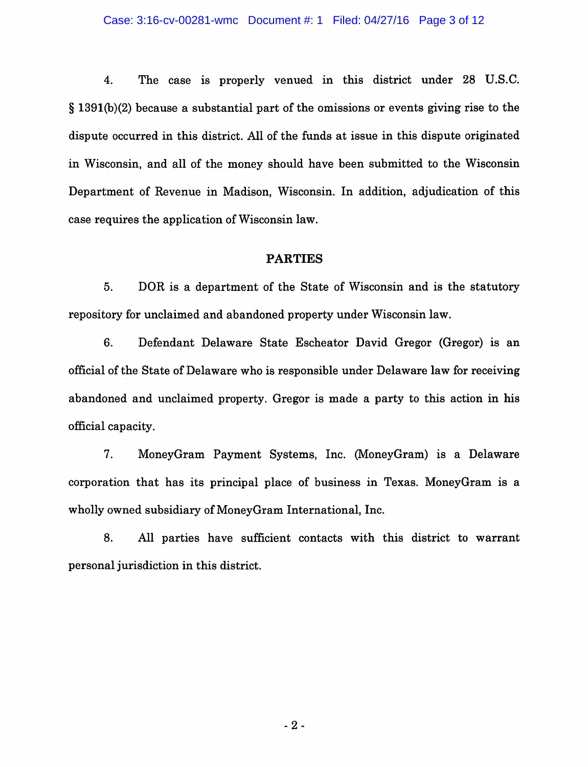4. The case is properly venued in this district under 28 U.S.C. § 1391(b)(2) because a substantial part of the omissions or events giving rise to the dispute occurred in this district. All of the funds at issue in this dispute originated in Wisconsin, and all of the money should have been submitted to the Wisconsin Department of Revenue in Madison, Wisconsin. In addition, adjudication of this case requires the application of Wisconsin law.

## PARTIES

5. DOR is a department of the State of Wisconsin and is the statutory repository for unclaimed and abandoned property under Wisconsin law.

6. Defendant Delaware State Escheator David Gregor (Gregor) is an official of the State of Delaware who is responsible under Delaware law for receiving abandoned and unclaimed property. Gregor is made a party to this action in his official capacity.

7. MoneyGram Payment Systems, Inc. (MoneyGram) is a Delaware corporation that has its principal place of business in Texas. MoneyGram is a wholly owned subsidiary of MoneyGram International, Inc.

8. All parties have sufficient contacts with this district to warrant personal jurisdiction in this district.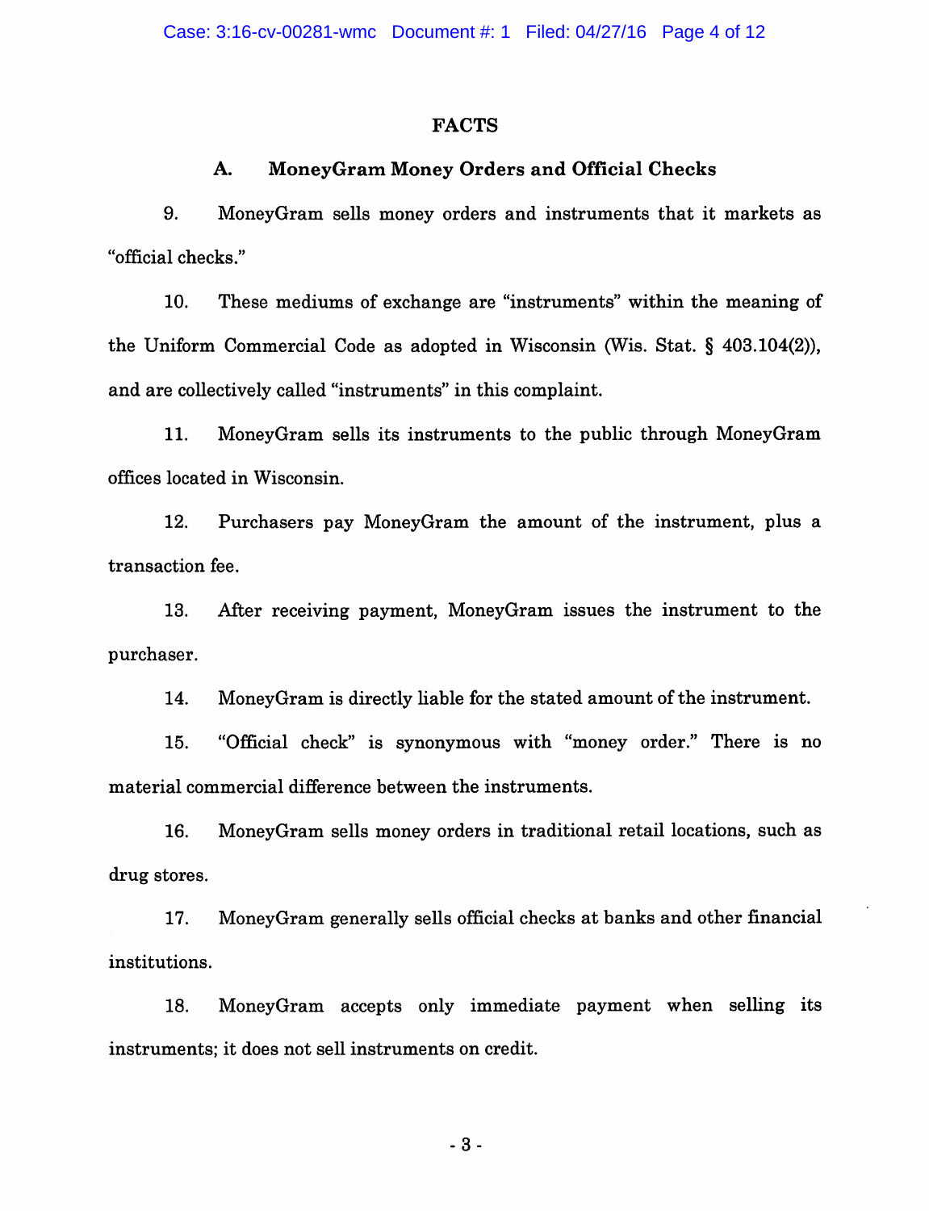## FACTS

### A. MoneyGram Money Orders and Official Checks

9. MoneyGram sells money orders and instruments that it markets as "official checks."

10. These mediums of exchange are "instruments" within the meaning of the Uniform Commercial Code as adopted in Wisconsin (Wis. Stat. § 403.104(2)), and are collectively called "instruments" in this complaint.

11. MoneyGram sells its instruments to the public through MoneyGram offices located in Wisconsin.

12. Purchasers pay MoneyGram the amount of the instrument, plus a transaction fee.

13. After receiving payment, MoneyGram issues the instrument to the purchaser.

14. MoneyGram is directly liable for the stated amount of the instrument.

15. "Official check" is synonymous with "money order." There is no material commercial difference between the instruments.

16. MoneyGram sells money orders in traditional retail locations, such as drug stores.

17. MoneyGram generally sells official checks at banks and other financial institutions.

18. MoneyGram accepts only immediate payment when selling its instruments; it does not sell instruments on credit.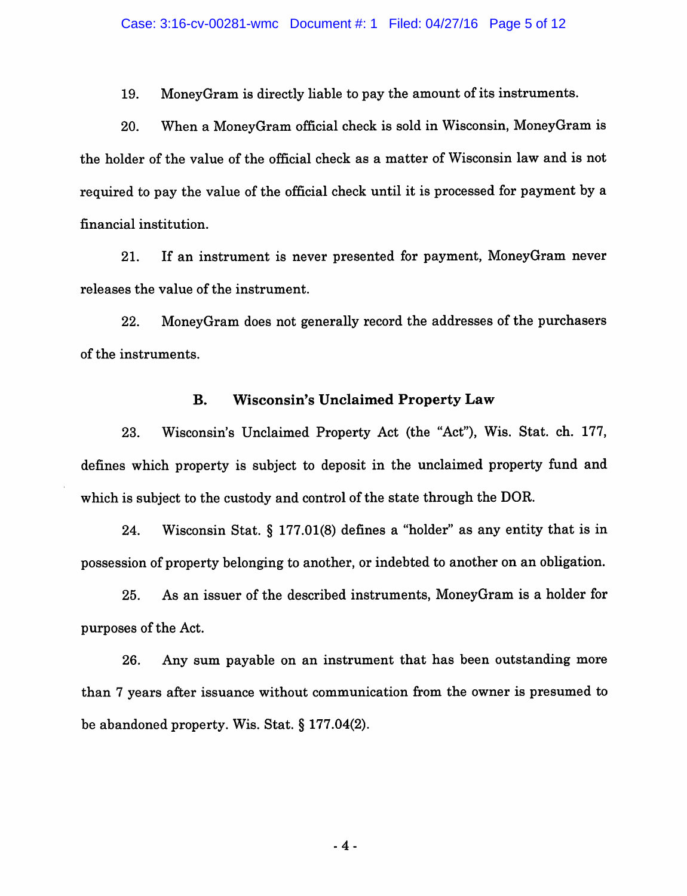19. MoneyGram is directly liable to pay the amount of its instruments.

20. When a MoneyGram official check is sold in Wisconsin, MoneyGram is the holder of the value of the official check as a matter of Wisconsin law and is not required to pay the value of the official check until it is processed for payment by a financial institution.

21. If an instrument is never presented for payment, MoneyGram never releases the value of the instrument.

22. MoneyGram does not generally record the addresses of the purchasers of the instruments.

### B. Wisconsin's Unclaimed Property Law

23. Wisconsin's Unclaimed Property Act (the "Act"), Wis. Stat. ch. 177, defines which property is subject to deposit in the unclaimed property fund and which is subject to the custody and control of the state through the DOR.

24. Wisconsin Stat. § 177.01(8) defines a "holder" as any entity that is in possession of property belonging to another, or indebted to another on an obligation.

25. As an issuer of the described instruments, MoneyGram is a holder for purposes of the Act.

26. Any sum payable on an instrument that has been outstanding more than 7 years after issuance without communication from the owner is presumed to be abandoned property. Wis. Stat. § 177.04(2).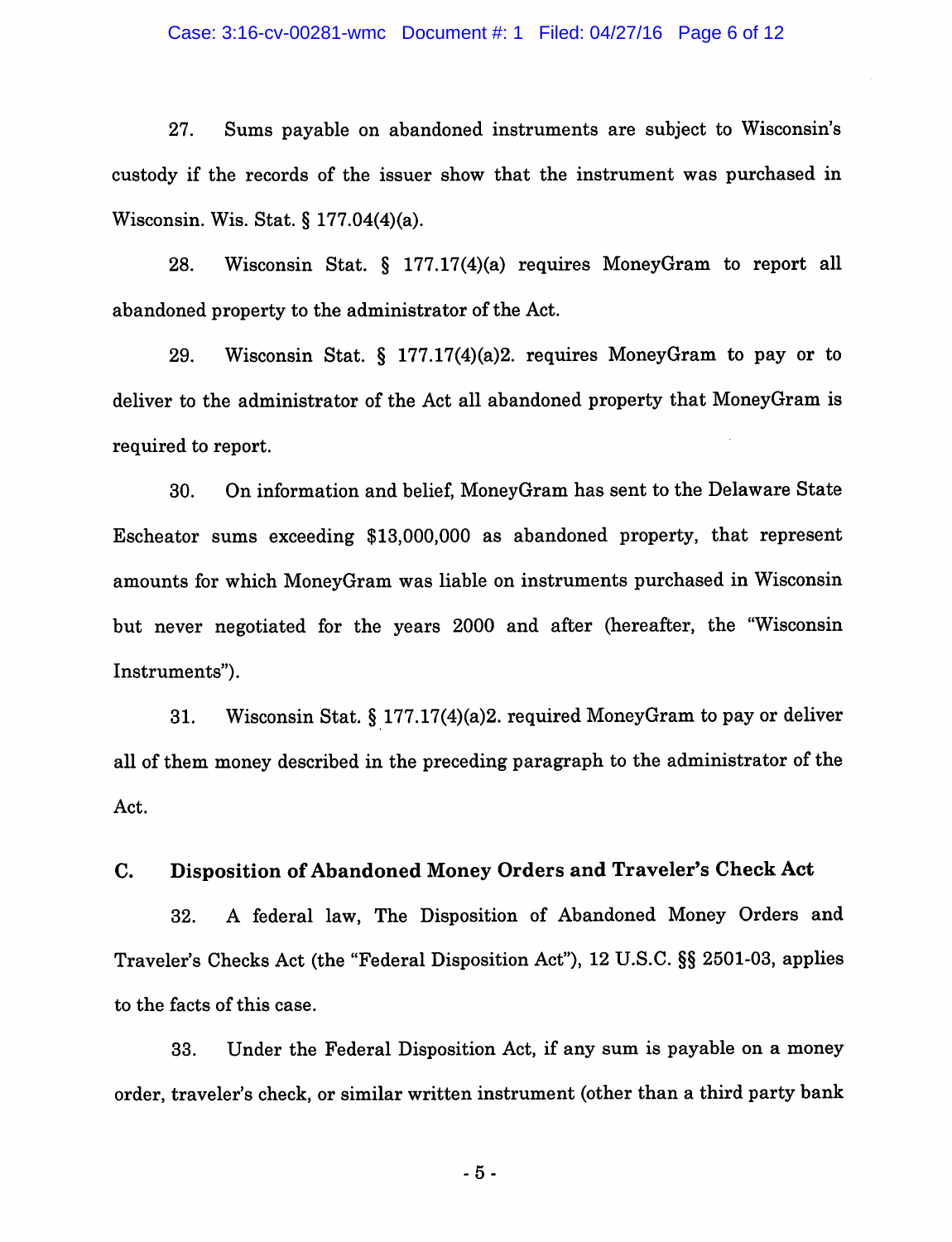27. Sums payable on abandoned instruments are subject to Wisconsin's custody if the records of the issuer show that the instrument was purchased in Wisconsin. Wis. Stat. § 177.04(4)(a).

28. Wisconsin Stat. § 177.17(4)(a) requires MoneyGram to report all abandoned property to the administrator of the Act.

29. Wisconsin Stat. § 177.17(4)(a)2. requires MoneyGram to pay or to deliver to the administrator of the Act all abandoned property that MoneyGram is required to report.

30. On information and belief, MoneyGram has sent to the Delaware State Escheator sums exceeding $13,000,000 as abandoned property, that represent amounts for which MoneyGram was liable on instruments purchased in Wisconsin but never negotiated for the years 2000 and after (hereafter, the "Wisconsin Instruments").

31. Wisconsin Stat. § 177.17(4)(a)2. required MoneyGram to pay or deliver all of them money described in the preceding paragraph to the administrator of the Act.

## C. Disposition of Abandoned Money Orders and Traveler's Check Act

32. A federal law, The Disposition of Abandoned Money Orders and Traveler's Checks Act (the "Federal Disposition Act"), 12 U.S.C. §§ 2501-03, applies to the facts of this case.

33. Under the Federal Disposition Act, if any sum is payable on a money order, traveler's check, or similar written instrument (other than a third party bank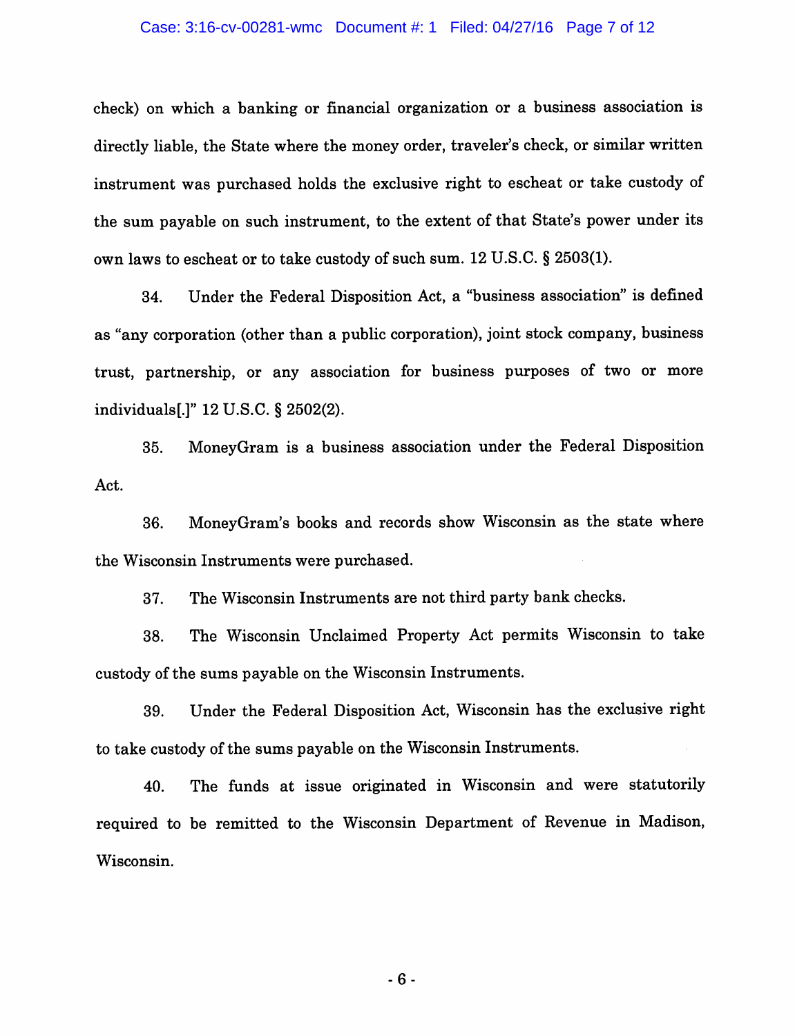check) on which a banking or financial organization or a business association is directly liable, the State where the money order, traveler's check, or similar written instrument was purchased holds the exclusive right to escheat or take custody of the sum payable on such instrument, to the extent of that State's power under its own laws to escheat or to take custody of such sum. 12 U.S.C. § 2503(1).

34. Under the Federal Disposition Act, a "business association" is defined as "any corporation (other than a public corporation), joint stock company, business trust, partnership, or any association for business purposes of two or more individuals[.]" 12 U.S.C. § 2502(2).

35. MoneyGram is a business association under the Federal Disposition Act.

36. MoneyGram's books and records show Wisconsin as the state where the Wisconsin Instruments were purchased.

37. The Wisconsin Instruments are not third party bank checks.

38. The Wisconsin Unclaimed Property Act permits Wisconsin to take custody of the sums payable on the Wisconsin Instruments.

39. Under the Federal Disposition Act, Wisconsin has the exclusive right to take custody of the sums payable on the Wisconsin Instruments.

40. The funds at issue originated in Wisconsin and were statutorily required to be remitted to the Wisconsin Department of Revenue in Madison, Wisconsin.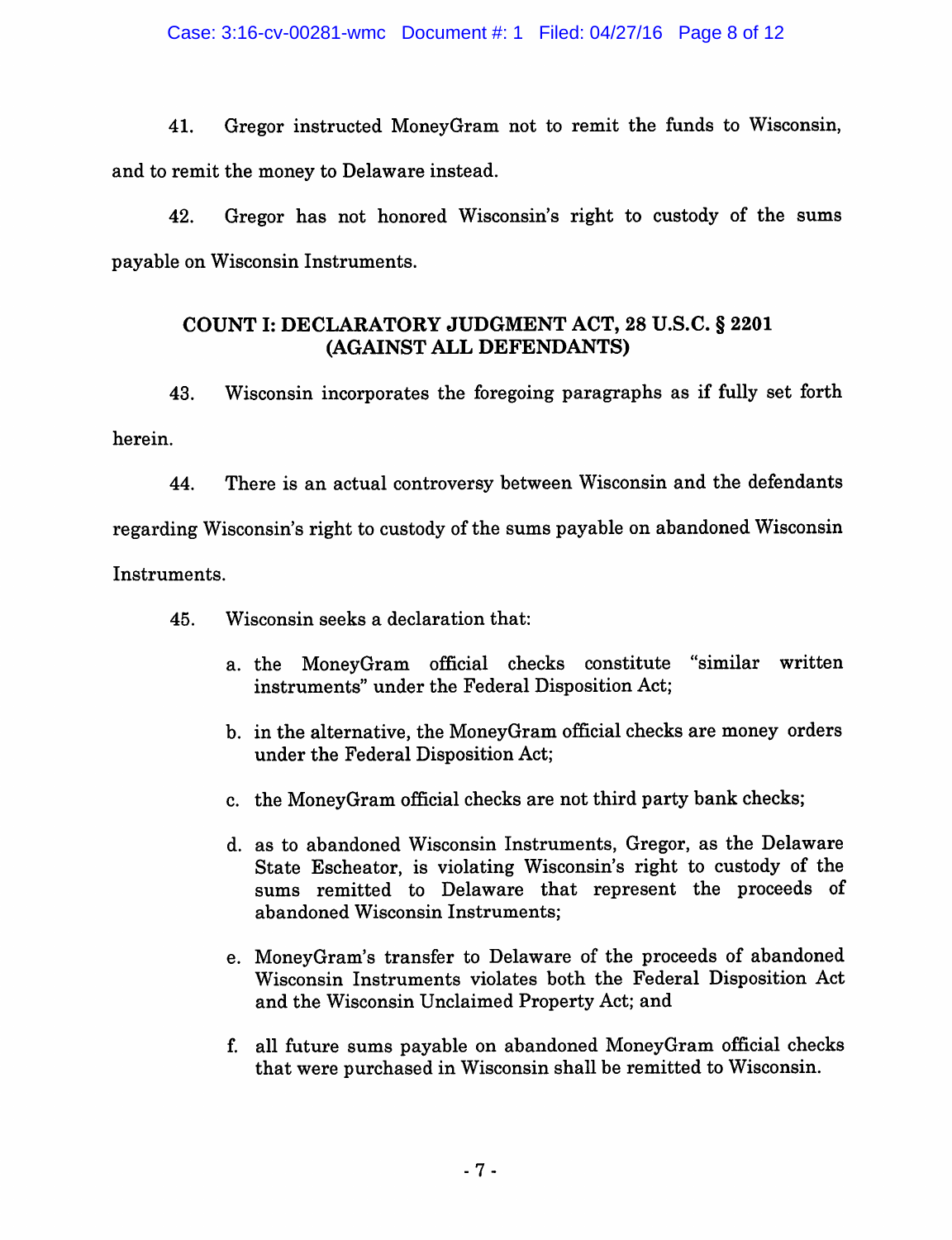41. Gregor instructed MoneyGram not to remit the funds to Wisconsin, and to remit the money to Delaware instead.

42. Gregor has not honored Wisconsin's right to custody of the sums payable on Wisconsin Instruments.

## COUNT I: DECLARATORY JUDGMENT ACT, 28 U.S.C. § 2201 (AGAINST ALL DEFENDANTS)

43. Wisconsin incorporates the foregoing paragraphs as if fully set forth herein.

44. There is an actual controversy between Wisconsin and the defendants regarding Wisconsin's right to custody of the sums payable on abandoned Wisconsin Instruments.

45. Wisconsin seeks a declaration that:

   a. the MoneyGram official checks constitute "similar written instruments" under the Federal Disposition Act;

   b. in the alternative, the MoneyGram official checks are money orders under the Federal Disposition Act;

   c. the MoneyGram official checks are not third party bank checks;

   d. as to abandoned Wisconsin Instruments, Gregor, as the Delaware State Escheator, is violating Wisconsin's right to custody of the sums remitted to Delaware that represent the proceeds of abandoned Wisconsin Instruments;

   e. MoneyGram's transfer to Delaware of the proceeds of abandoned Wisconsin Instruments violates both the Federal Disposition Act and the Wisconsin Unclaimed Property Act; and

   f. all future sums payable on abandoned MoneyGram official checks that were purchased in Wisconsin shall be remitted to Wisconsin.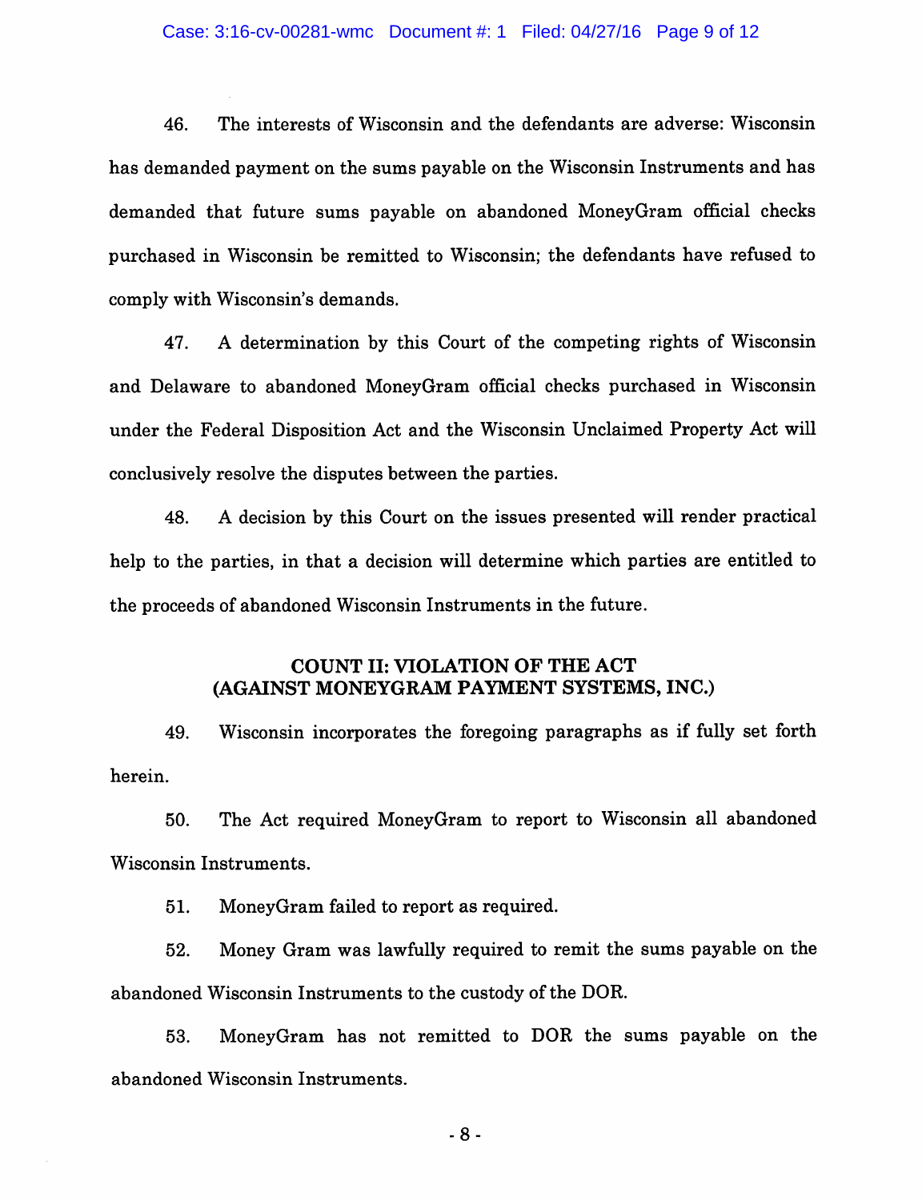46. The interests of Wisconsin and the defendants are adverse: Wisconsin has demanded payment on the sums payable on the Wisconsin Instruments and has demanded that future sums payable on abandoned MoneyGram official checks purchased in Wisconsin be remitted to Wisconsin; the defendants have refused to comply with Wisconsin's demands.

47. A determination by this Court of the competing rights of Wisconsin and Delaware to abandoned MoneyGram official checks purchased in Wisconsin under the Federal Disposition Act and the Wisconsin Unclaimed Property Act will conclusively resolve the disputes between the parties.

48. A decision by this Court on the issues presented will render practical help to the parties, in that a decision will determine which parties are entitled to the proceeds of abandoned Wisconsin Instruments in the future.

## COUNT II: VIOLATION OF THE ACT (AGAINST MONEYGRAM PAYMENT SYSTEMS, INC.)

49. Wisconsin incorporates the foregoing paragraphs as if fully set forth herein.

50. The Act required MoneyGram to report to Wisconsin all abandoned Wisconsin Instruments.

51. MoneyGram failed to report as required.

52. Money Gram was lawfully required to remit the sums payable on the abandoned Wisconsin Instruments to the custody of the DOR.

53. MoneyGram has not remitted to DOR the sums payable on the abandoned Wisconsin Instruments.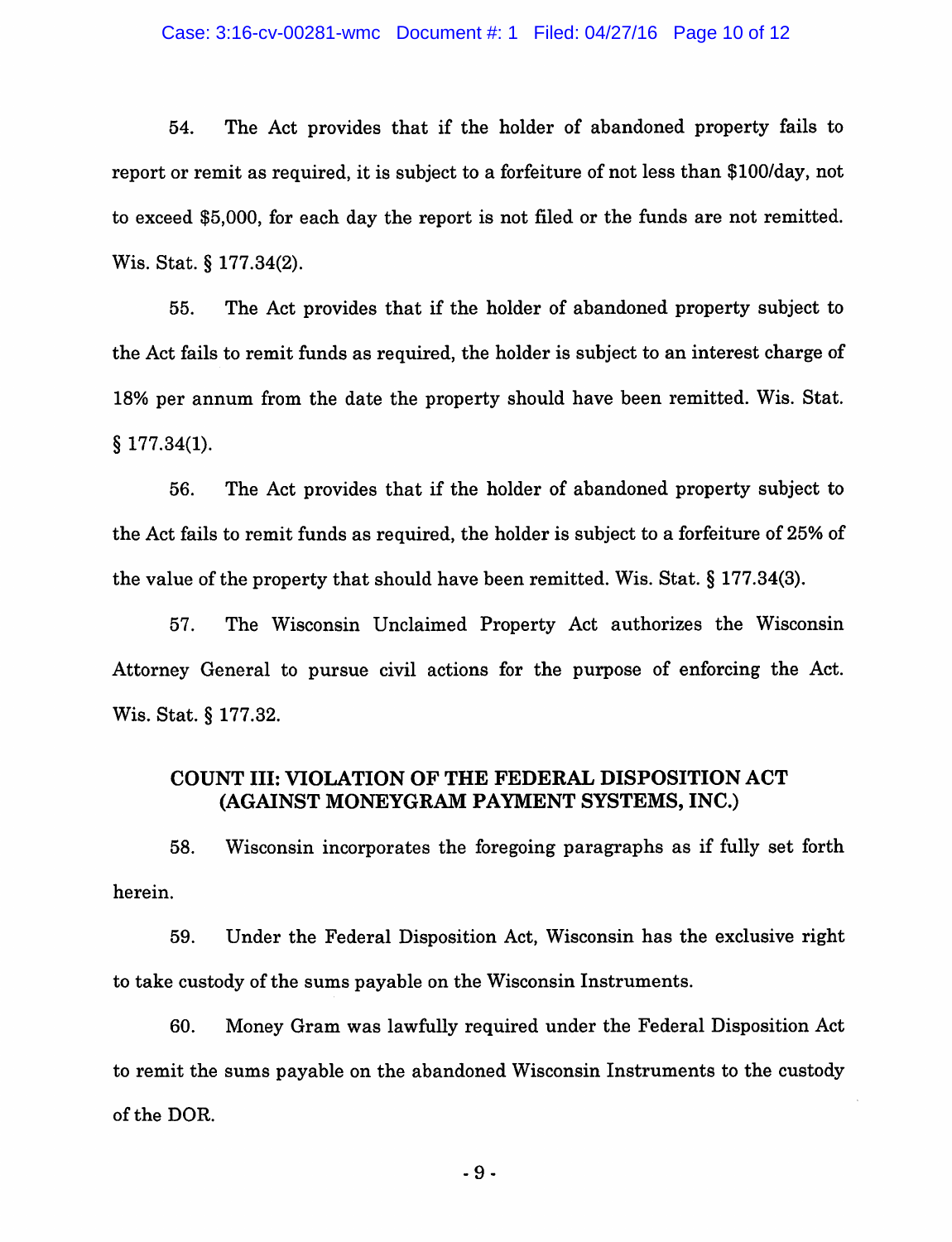54. The Act provides that if the holder of abandoned property fails to report or remit as required, it is subject to a forfeiture of not less than $100/day, not to exceed $5,000, for each day the report is not filed or the funds are not remitted. Wis. Stat. § 177.34(2).

55. The Act provides that if the holder of abandoned property subject to the Act fails to remit funds as required, the holder is subject to an interest charge of 18% per annum from the date the property should have been remitted. Wis. Stat. § 177.34(1).

56. The Act provides that if the holder of abandoned property subject to the Act fails to remit funds as required, the holder is subject to a forfeiture of 25% of the value of the property that should have been remitted. Wis. Stat. § 177.34(3).

57. The Wisconsin Unclaimed Property Act authorizes the Wisconsin Attorney General to pursue civil actions for the purpose of enforcing the Act. Wis. Stat. § 177.32.

## COUNT III: VIOLATION OF THE FEDERAL DISPOSITION ACT (AGAINST MONEYGRAM PAYMENT SYSTEMS, INC.)

58. Wisconsin incorporates the foregoing paragraphs as if fully set forth herein.

59. Under the Federal Disposition Act, Wisconsin has the exclusive right to take custody of the sums payable on the Wisconsin Instruments.

60. Money Gram was lawfully required under the Federal Disposition Act to remit the sums payable on the abandoned Wisconsin Instruments to the custody of the DOR.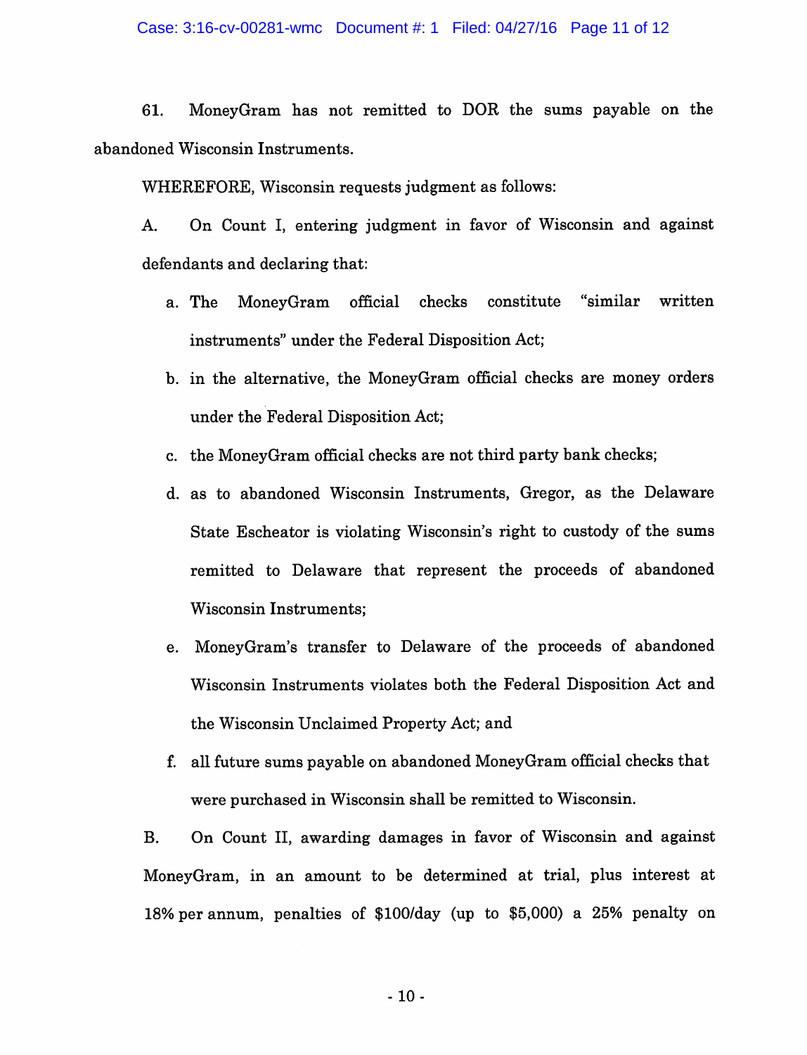61. MoneyGram has not remitted to DOR the sums payable on the abandoned Wisconsin Instruments.

WHEREFORE, Wisconsin requests judgment as follows:

A. On Count I, entering judgment in favor of Wisconsin and against defendants and declaring that:

a. The MoneyGram official checks constitute "similar written instruments" under the Federal Disposition Act;

b. in the alternative, the MoneyGram official checks are money orders under the Federal Disposition Act;

c. the MoneyGram official checks are not third party bank checks;

d. as to abandoned Wisconsin Instruments, Gregor, as the Delaware State Escheator is violating Wisconsin's right to custody of the sums remitted to Delaware that represent the proceeds of abandoned Wisconsin Instruments;

e. MoneyGram's transfer to Delaware of the proceeds of abandoned Wisconsin Instruments violates both the Federal Disposition Act and the Wisconsin Unclaimed Property Act; and

f. all future sums payable on abandoned MoneyGram official checks that were purchased in Wisconsin shall be remitted to Wisconsin.

B. On Count II, awarding damages in favor of Wisconsin and against MoneyGram, in an amount to be determined at trial, plus interest at 18% per annum, penalties of $100/day (up to $5,000) a 25% penalty on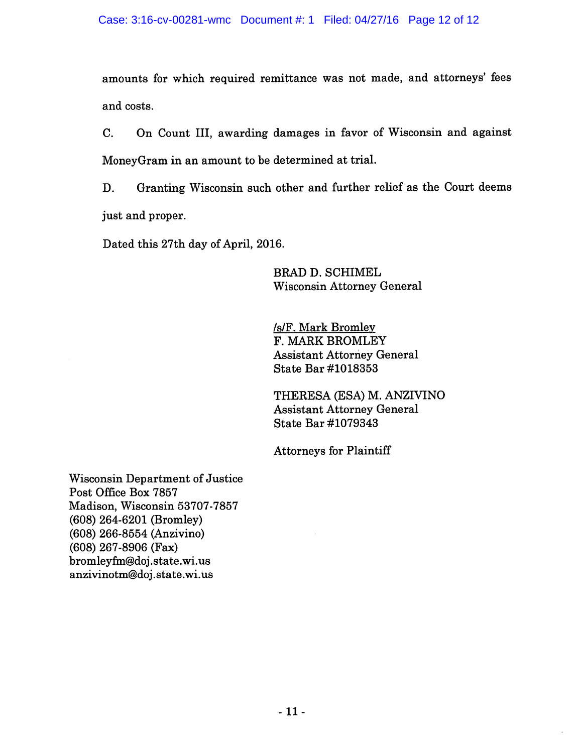amounts for which required remittance was not made, and attorneys' fees and costs.

C. On Count III, awarding damages in favor of Wisconsin and against MoneyGram in an amount to be determined at trial.

D. Granting Wisconsin such other and further relief as the Court deems just and proper.

Dated this 27th day of April, 2016.

BRAD D. SCHIMEL
Wisconsin Attorney General

/s/F. Mark Bromley
F. MARK BROMLEY
Assistant Attorney General
State Bar #1018353

THERESA (ESA) M. ANZIVINO
Assistant Attorney General
State Bar #1079343

Attorneys for Plaintiff

Wisconsin Department of Justice
Post Office Box 7857
Madison, Wisconsin 53707-7857
(608) 264-6201 (Bromley)
(608) 266-8554 (Anzivino)
(608) 267-8906 (Fax)
bromleyfm@doj.state.wi.us
anzivinotm@doj.state.wi.us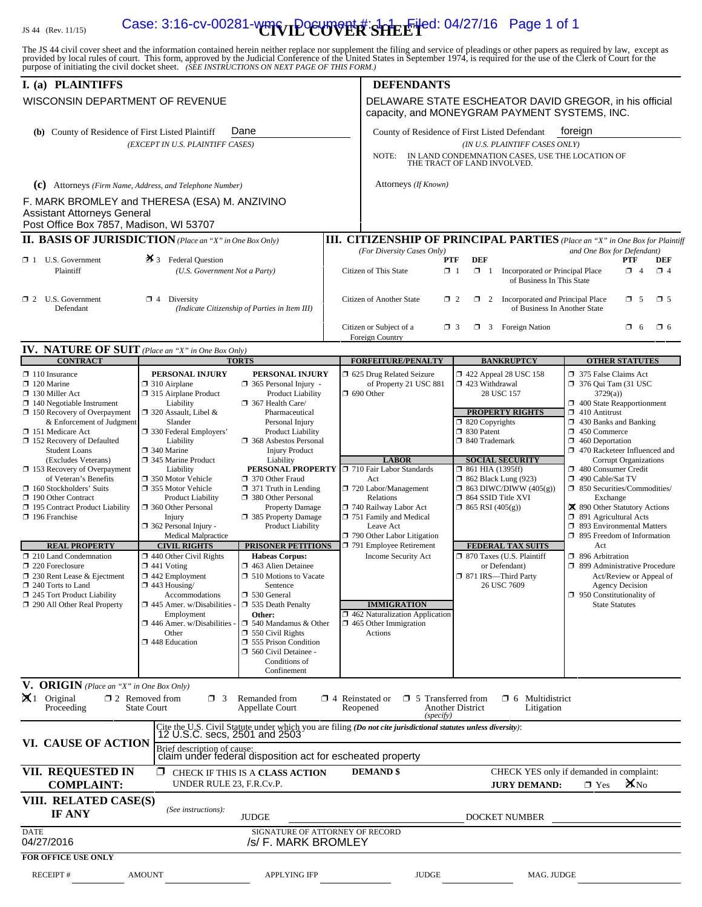JS 44 (Rev. 11/15)

Case: 3:16-cv-00281-wmc Document #: 1-1 Filed: 04/27/16 Page 1 of 1

# CIVIL COVER SHEET

The JS 44 civil cover sheet and the information contained herein neither replace nor supplement the filing and service of pleadings or other papers as required by law, except as provided by local rules of court. This form, approved by the Judicial Conference of the United States in September 1974, is required for the use of the Clerk of Court for the purpose of initiating the civil docket sheet. *(SEE INSTRUCTIONS ON NEXT PAGE OF THIS FORM.)*

## I. (a) PLAINTIFFS

WISCONSIN DEPARTMENT OF REVENUE

**(b)** County of Residence of First Listed Plaintiff: Dane
*(EXCEPT IN U.S. PLAINTIFF CASES)*

**(c)** Attorneys *(Firm Name, Address, and Telephone Number)*

F. MARK BROMLEY and THERESA (ESA) M. ANZIVINO
Assistant Attorneys General
Post Office Box 7857, Madison, WI 53707

## DEFENDANTS

DELAWARE STATE ESCHEATOR DAVID GREGOR, in his official capacity, and MONEYGRAM PAYMENT SYSTEMS, INC.

County of Residence of First Listed Defendant: foreign
*(IN U.S. PLAINTIFF CASES ONLY)*

NOTE: IN LAND CONDEMNATION CASES, USE THE LOCATION OF THE TRACT OF LAND INVOLVED.

Attorneys *(If Known)*

## II. BASIS OF JURISDICTION *(Place an "X" in One Box Only)*

- ☐ 1 U.S. Government Plaintiff
- ☒ 3 Federal Question (U.S. Government Not a Party)
- ☐ 2 U.S. Government Defendant
- ☐ 4 Diversity (Indicate Citizenship of Parties in Item III)

## III. CITIZENSHIP OF PRINCIPAL PARTIES *(Place an "X" in One Box for Plaintiff and One Box for Defendant)*

*(For Diversity Cases Only)*

| | PTF | DEF | | PTF | DEF |
|---|---|---|---|---|---|
| Citizen of This State | ☐ 1 | ☐ 1 | Incorporated *or* Principal Place of Business In This State | ☐ 4 | ☐ 4 |
| Citizen of Another State | ☐ 2 | ☐ 2 | Incorporated *and* Principal Place of Business In Another State | ☐ 5 | ☐ 5 |
| Citizen or Subject of a Foreign Country | ☐ 3 | ☐ 3 | Foreign Nation | ☐ 6 | ☐ 6 |

## IV. NATURE OF SUIT *(Place an "X" in One Box Only)*

**CONTRACT**
- ☐ 110 Insurance
- ☐ 120 Marine
- ☐ 130 Miller Act
- ☐ 140 Negotiable Instrument
- ☐ 150 Recovery of Overpayment & Enforcement of Judgment
- ☐ 151 Medicare Act
- ☐ 152 Recovery of Defaulted Student Loans (Excludes Veterans)
- ☐ 153 Recovery of Overpayment of Veteran's Benefits
- ☐ 160 Stockholders' Suits
- ☐ 190 Other Contract
- ☐ 195 Contract Product Liability
- ☐ 196 Franchise

**REAL PROPERTY**
- ☐ 210 Land Condemnation
- ☐ 220 Foreclosure
- ☐ 230 Rent Lease & Ejectment
- ☐ 240 Torts to Land
- ☐ 245 Tort Product Liability
- ☐ 290 All Other Real Property

**TORTS — PERSONAL INJURY**
- ☐ 310 Airplane
- ☐ 315 Airplane Product Liability
- ☐ 320 Assault, Libel & Slander
- ☐ 330 Federal Employers' Liability
- ☐ 340 Marine
- ☐ 345 Marine Product Liability
- ☐ 350 Motor Vehicle
- ☐ 355 Motor Vehicle Product Liability
- ☐ 360 Other Personal Injury
- ☐ 362 Personal Injury - Medical Malpractice

**TORTS — PERSONAL INJURY**
- ☐ 365 Personal Injury - Product Liability
- ☐ 367 Health Care/ Pharmaceutical Personal Injury Product Liability
- ☐ 368 Asbestos Personal Injury Product Liability

**PERSONAL PROPERTY**
- ☐ 370 Other Fraud
- ☐ 371 Truth in Lending
- ☐ 380 Other Personal Property Damage
- ☐ 385 Property Damage Product Liability

**CIVIL RIGHTS**
- ☐ 440 Other Civil Rights
- ☐ 441 Voting
- ☐ 442 Employment
- ☐ 443 Housing/ Accommodations
- ☐ 445 Amer. w/Disabilities - Employment
- ☐ 446 Amer. w/Disabilities - Other
- ☐ 448 Education

**PRISONER PETITIONS**

Habeas Corpus:
- ☐ 463 Alien Detainee
- ☐ 510 Motions to Vacate Sentence
- ☐ 530 General
- ☐ 535 Death Penalty

Other:
- ☐ 540 Mandamus & Other
- ☐ 550 Civil Rights
- ☐ 555 Prison Condition
- ☐ 560 Civil Detainee - Conditions of Confinement

**FORFEITURE/PENALTY**
- ☐ 625 Drug Related Seizure of Property 21 USC 881
- ☐ 690 Other

**LABOR**
- ☐ 710 Fair Labor Standards Act
- ☐ 720 Labor/Management Relations
- ☐ 740 Railway Labor Act
- ☐ 751 Family and Medical Leave Act
- ☐ 790 Other Labor Litigation
- ☐ 791 Employee Retirement Income Security Act

**IMMIGRATION**
- ☐ 462 Naturalization Application
- ☐ 465 Other Immigration Actions

**BANKRUPTCY**
- ☐ 422 Appeal 28 USC 158
- ☐ 423 Withdrawal 28 USC 157

**PROPERTY RIGHTS**
- ☐ 820 Copyrights
- ☐ 830 Patent
- ☐ 840 Trademark

**SOCIAL SECURITY**
- ☐ 861 HIA (1395ff)
- ☐ 862 Black Lung (923)
- ☐ 863 DIWC/DIWW (405(g))
- ☐ 864 SSID Title XVI
- ☐ 865 RSI (405(g))

**FEDERAL TAX SUITS**
- ☐ 870 Taxes (U.S. Plaintiff or Defendant)
- ☐ 871 IRS—Third Party 26 USC 7609

**OTHER STATUTES**
- ☐ 375 False Claims Act
- ☐ 376 Qui Tam (31 USC 3729(a))
- ☐ 400 State Reapportionment
- ☐ 410 Antitrust
- ☐ 430 Banks and Banking
- ☐ 450 Commerce
- ☐ 460 Deportation
- ☐ 470 Racketeer Influenced and Corrupt Organizations
- ☐ 480 Consumer Credit
- ☐ 490 Cable/Sat TV
- ☐ 850 Securities/Commodities/ Exchange
- ☒ 890 Other Statutory Actions
- ☐ 891 Agricultural Acts
- ☐ 893 Environmental Matters
- ☐ 895 Freedom of Information Act
- ☐ 896 Arbitration
- ☐ 899 Administrative Procedure Act/Review or Appeal of Agency Decision
- ☐ 950 Constitutionality of State Statutes

## V. ORIGIN *(Place an "X" in One Box Only)*

- ☒ 1 Original Proceeding
- ☐ 2 Removed from State Court
- ☐ 3 Remanded from Appellate Court
- ☐ 4 Reinstated or Reopened
- ☐ 5 Transferred from Another District *(specify)*
- ☐ 6 Multidistrict Litigation

## VI. CAUSE OF ACTION

Cite the U.S. Civil Statute under which you are filing *(Do not cite jurisdictional statutes unless diversity)*:
12 U.S.C. secs, 2501 and 2503

Brief description of cause:
claim under federal disposition act for escheated property

## VII. REQUESTED IN COMPLAINT:

☐ CHECK IF THIS IS A **CLASS ACTION** UNDER RULE 23, F.R.Cv.P.

**DEMAND $**

CHECK YES only if demanded in complaint:
**JURY DEMAND:** ☐ Yes ☒ No

## VIII. RELATED CASE(S) IF ANY

*(See instructions):* JUDGE ______ DOCKET NUMBER ______

DATE: 04/27/2016

SIGNATURE OF ATTORNEY OF RECORD: /s/ F. MARK BROMLEY

**FOR OFFICE USE ONLY**

RECEIPT # ______ AMOUNT ______ APPLYING IFP ______ JUDGE ______ MAG. JUDGE ______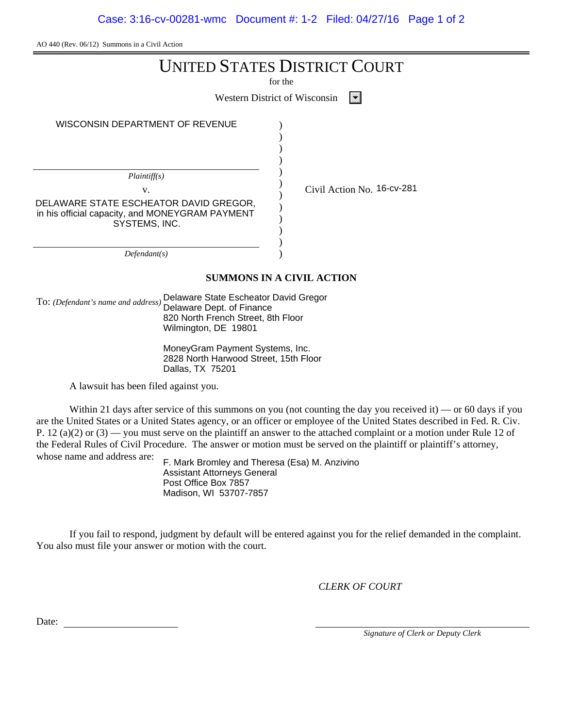AO 440 (Rev. 06/12) Summons in a Civil Action

# UNITED STATES DISTRICT COURT

for the

Western District of Wisconsin

| | |
|---|---|
| WISCONSIN DEPARTMENT OF REVENUE | |
| *Plaintiff(s)* | |
| v. | Civil Action No. 16-cv-281 |
| DELAWARE STATE ESCHEATOR DAVID GREGOR, in his official capacity, and MONEYGRAM PAYMENT SYSTEMS, INC. | |
| *Defendant(s)* | |

## SUMMONS IN A CIVIL ACTION

To: *(Defendant's name and address)* Delaware State Escheator David Gregor
Delaware Dept. of Finance
820 North French Street, 8th Floor
Wilmington, DE 19801

MoneyGram Payment Systems, Inc.
2828 North Harwood Street, 15th Floor
Dallas, TX 75201

A lawsuit has been filed against you.

Within 21 days after service of this summons on you (not counting the day you received it) — or 60 days if you are the United States or a United States agency, or an officer or employee of the United States described in Fed. R. Civ. P. 12 (a)(2) or (3) — you must serve on the plaintiff an answer to the attached complaint or a motion under Rule 12 of the Federal Rules of Civil Procedure. The answer or motion must be served on the plaintiff or plaintiff's attorney, whose name and address are:

F. Mark Bromley and Theresa (Esa) M. Anzivino
Assistant Attorneys General
Post Office Box 7857
Madison, WI 53707-7857

If you fail to respond, judgment by default will be entered against you for the relief demanded in the complaint. You also must file your answer or motion with the court.

*CLERK OF COURT*

Date: ____________________

____________________
*Signature of Clerk or Deputy Clerk*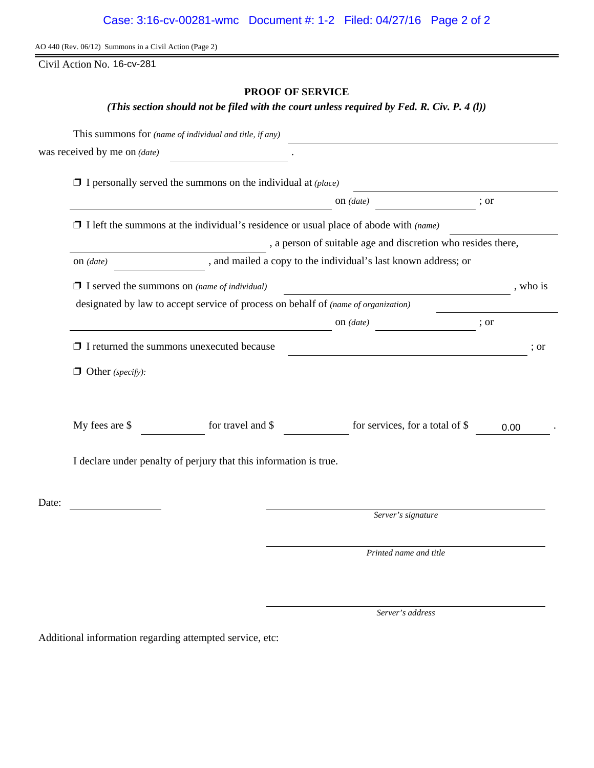AO 440 (Rev. 06/12) Summons in a Civil Action (Page 2)

Civil Action No. 16-cv-281

## PROOF OF SERVICE

***(This section should not be filed with the court unless required by Fed. R. Civ. P. 4 (l))***

This summons for *(name of individual and title, if any)* ______________________

was received by me on *(date)* ______________ .

❒ I personally served the summons on the individual at *(place)* ______________________ on *(date)* ______________ ; or

❒ I left the summons at the individual's residence or usual place of abode with *(name)* ______________________ , a person of suitable age and discretion who resides there, on *(date)* ______________ , and mailed a copy to the individual's last known address; or

❒ I served the summons on *(name of individual)* ______________________ , who is designated by law to accept service of process on behalf of *(name of organization)* ______________________ on *(date)* ______________ ; or

❒ I returned the summons unexecuted because ______________________ ; or

❒ Other *(specify)*:

My fees are $ __________ for travel and $ __________ for services, for a total of $ 0.00 .

I declare under penalty of perjury that this information is true.

Date: ______________

______________________
*Server's signature*

______________________
*Printed name and title*

______________________
*Server's address*

Additional information regarding attempted service, etc: